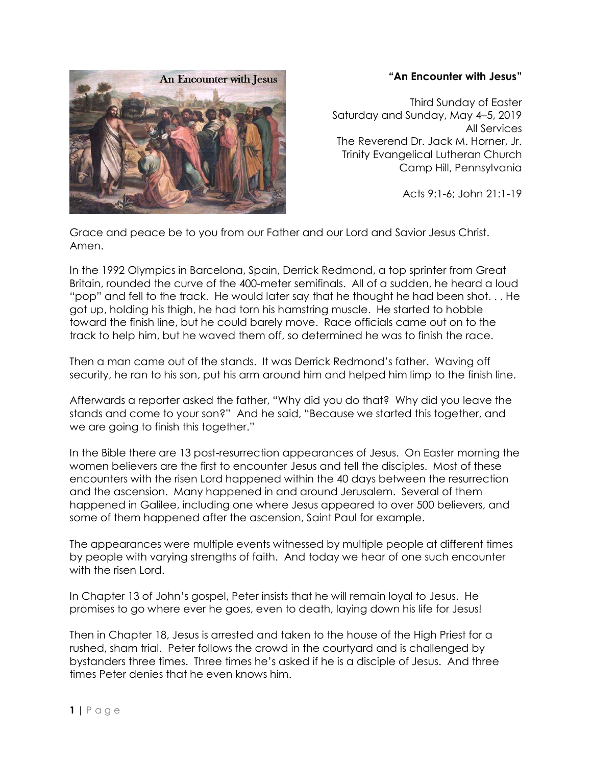**"An Encounter with Jesus"**

Third Sunday of Easter
Saturday and Sunday, May 4–5, 2019
All Services
The Reverend Dr. Jack M. Horner, Jr.
Trinity Evangelical Lutheran Church
Camp Hill, Pennsylvania

Acts 9:1-6; John 21:1-19

Grace and peace be to you from our Father and our Lord and Savior Jesus Christ. Amen.

In the 1992 Olympics in Barcelona, Spain, Derrick Redmond, a top sprinter from Great Britain, rounded the curve of the 400-meter semifinals. All of a sudden, he heard a loud "pop" and fell to the track. He would later say that he thought he had been shot. . . He got up, holding his thigh, he had torn his hamstring muscle. He started to hobble toward the finish line, but he could barely move. Race officials came out on to the track to help him, but he waved them off, so determined he was to finish the race.

Then a man came out of the stands. It was Derrick Redmond's father. Waving off security, he ran to his son, put his arm around him and helped him limp to the finish line.

Afterwards a reporter asked the father, "Why did you do that? Why did you leave the stands and come to your son?" And he said, "Because we started this together, and we are going to finish this together."

In the Bible there are 13 post-resurrection appearances of Jesus. On Easter morning the women believers are the first to encounter Jesus and tell the disciples. Most of these encounters with the risen Lord happened within the 40 days between the resurrection and the ascension. Many happened in and around Jerusalem. Several of them happened in Galilee, including one where Jesus appeared to over 500 believers, and some of them happened after the ascension, Saint Paul for example.

The appearances were multiple events witnessed by multiple people at different times by people with varying strengths of faith. And today we hear of one such encounter with the risen Lord.

In Chapter 13 of John's gospel, Peter insists that he will remain loyal to Jesus. He promises to go where ever he goes, even to death, laying down his life for Jesus!

Then in Chapter 18, Jesus is arrested and taken to the house of the High Priest for a rushed, sham trial. Peter follows the crowd in the courtyard and is challenged by bystanders three times. Three times he's asked if he is a disciple of Jesus. And three times Peter denies that he even knows him.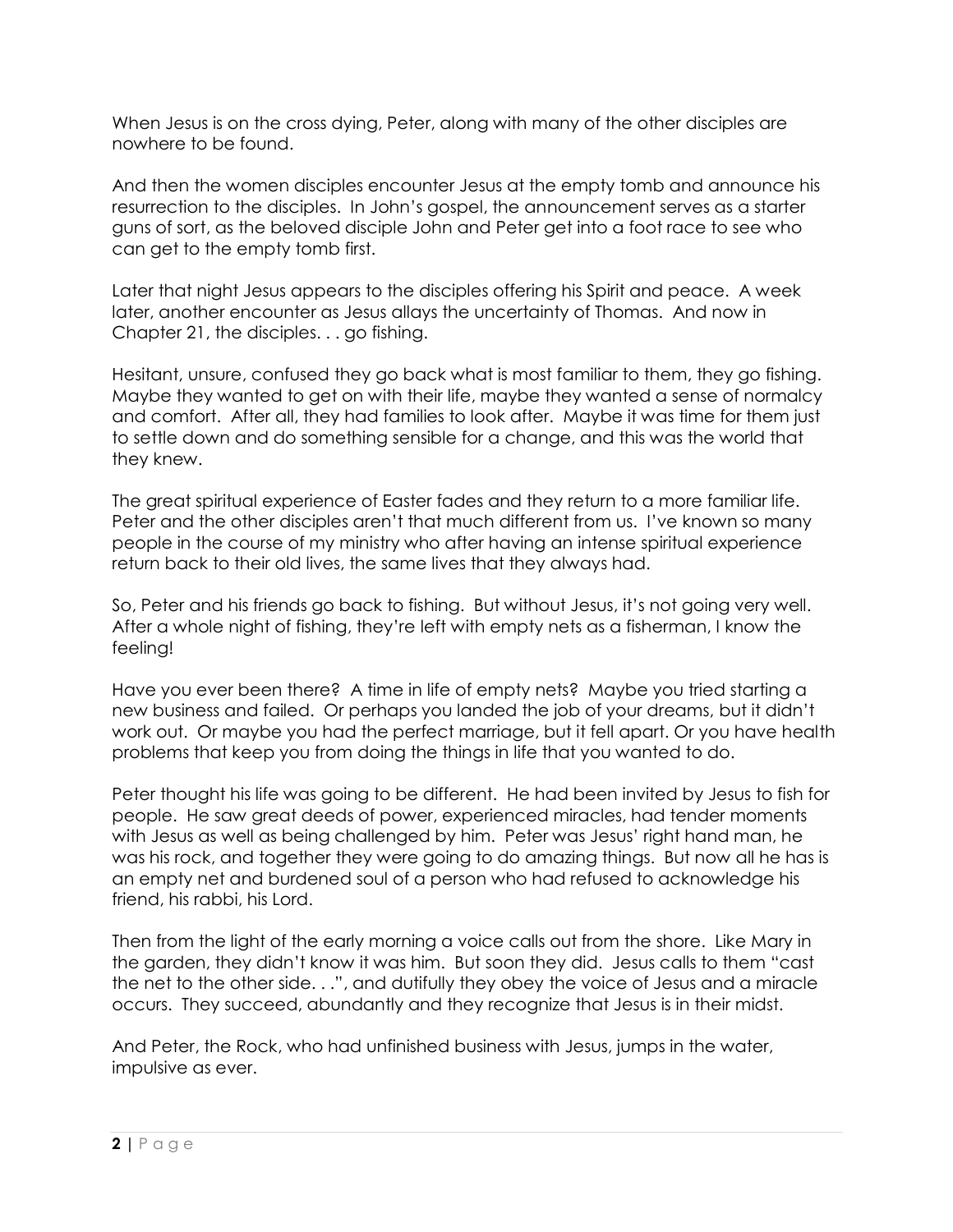When Jesus is on the cross dying, Peter, along with many of the other disciples are nowhere to be found.

And then the women disciples encounter Jesus at the empty tomb and announce his resurrection to the disciples. In John's gospel, the announcement serves as a starter guns of sort, as the beloved disciple John and Peter get into a foot race to see who can get to the empty tomb first.

Later that night Jesus appears to the disciples offering his Spirit and peace. A week later, another encounter as Jesus allays the uncertainty of Thomas. And now in Chapter 21, the disciples. . . go fishing.

Hesitant, unsure, confused they go back what is most familiar to them, they go fishing. Maybe they wanted to get on with their life, maybe they wanted a sense of normalcy and comfort. After all, they had families to look after. Maybe it was time for them just to settle down and do something sensible for a change, and this was the world that they knew.

The great spiritual experience of Easter fades and they return to a more familiar life. Peter and the other disciples aren't that much different from us. I've known so many people in the course of my ministry who after having an intense spiritual experience return back to their old lives, the same lives that they always had.

So, Peter and his friends go back to fishing. But without Jesus, it's not going very well. After a whole night of fishing, they're left with empty nets as a fisherman, I know the feeling!

Have you ever been there? A time in life of empty nets? Maybe you tried starting a new business and failed. Or perhaps you landed the job of your dreams, but it didn't work out. Or maybe you had the perfect marriage, but it fell apart. Or you have health problems that keep you from doing the things in life that you wanted to do.

Peter thought his life was going to be different. He had been invited by Jesus to fish for people. He saw great deeds of power, experienced miracles, had tender moments with Jesus as well as being challenged by him. Peter was Jesus' right hand man, he was his rock, and together they were going to do amazing things. But now all he has is an empty net and burdened soul of a person who had refused to acknowledge his friend, his rabbi, his Lord.

Then from the light of the early morning a voice calls out from the shore. Like Mary in the garden, they didn't know it was him. But soon they did. Jesus calls to them "cast the net to the other side. . .", and dutifully they obey the voice of Jesus and a miracle occurs. They succeed, abundantly and they recognize that Jesus is in their midst.

And Peter, the Rock, who had unfinished business with Jesus, jumps in the water, impulsive as ever.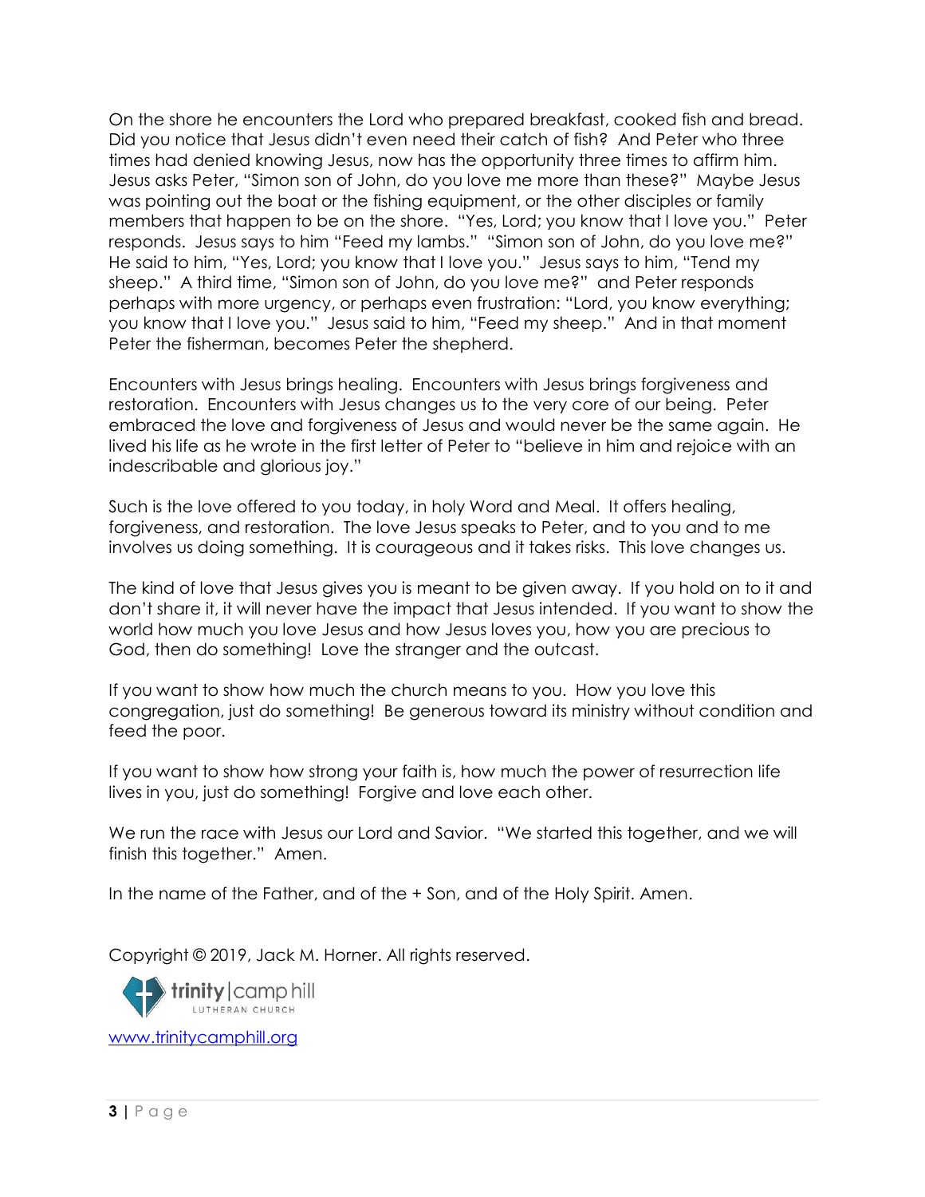On the shore he encounters the Lord who prepared breakfast, cooked fish and bread. Did you notice that Jesus didn't even need their catch of fish? And Peter who three times had denied knowing Jesus, now has the opportunity three times to affirm him. Jesus asks Peter, "Simon son of John, do you love me more than these?" Maybe Jesus was pointing out the boat or the fishing equipment, or the other disciples or family members that happen to be on the shore. "Yes, Lord; you know that I love you." Peter responds. Jesus says to him "Feed my lambs." "Simon son of John, do you love me?" He said to him, "Yes, Lord; you know that I love you." Jesus says to him, "Tend my sheep." A third time, "Simon son of John, do you love me?" and Peter responds perhaps with more urgency, or perhaps even frustration: "Lord, you know everything; you know that I love you." Jesus said to him, "Feed my sheep." And in that moment Peter the fisherman, becomes Peter the shepherd.

Encounters with Jesus brings healing. Encounters with Jesus brings forgiveness and restoration. Encounters with Jesus changes us to the very core of our being. Peter embraced the love and forgiveness of Jesus and would never be the same again. He lived his life as he wrote in the first letter of Peter to "believe in him and rejoice with an indescribable and glorious joy."

Such is the love offered to you today, in holy Word and Meal. It offers healing, forgiveness, and restoration. The love Jesus speaks to Peter, and to you and to me involves us doing something. It is courageous and it takes risks. This love changes us.

The kind of love that Jesus gives you is meant to be given away. If you hold on to it and don't share it, it will never have the impact that Jesus intended. If you want to show the world how much you love Jesus and how Jesus loves you, how you are precious to God, then do something! Love the stranger and the outcast.

If you want to show how much the church means to you. How you love this congregation, just do something! Be generous toward its ministry without condition and feed the poor.

If you want to show how strong your faith is, how much the power of resurrection life lives in you, just do something! Forgive and love each other.

We run the race with Jesus our Lord and Savior. "We started this together, and we will finish this together." Amen.

In the name of the Father, and of the + Son, and of the Holy Spirit. Amen.

Copyright © 2019, Jack M. Horner. All rights reserved.

trinity | camp hill
LUTHERAN CHURCH

www.trinitycamphill.org